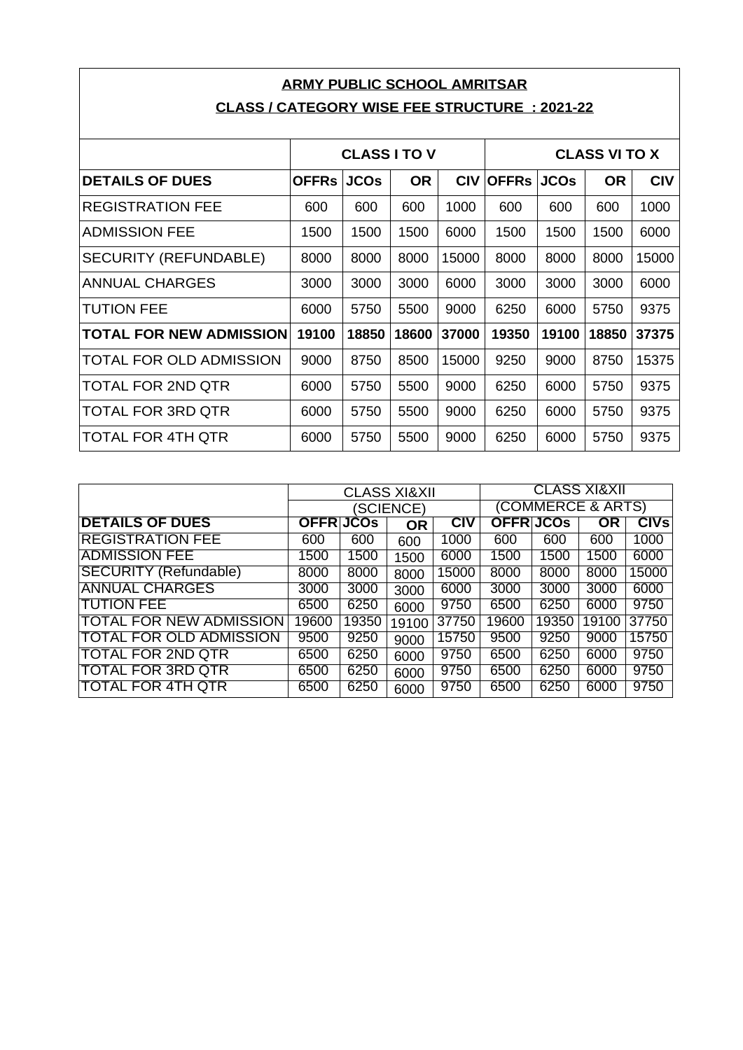**ARMY PUBLIC SCHOOL AMRITSAR**

**CLASS / CATEGORY WISE FEE STRUCTURE : 2021-22**

| | CLASS I TO V | | | | CLASS VI TO X | | | |
|---|---|---|---|---|---|---|---|---|
| **DETAILS OF DUES** | **OFFRs** | **JCOs** | **OR** | **CIV** | **OFFRs** | **JCOs** | **OR** | **CIV** |
| REGISTRATION FEE | 600 | 600 | 600 | 1000 | 600 | 600 | 600 | 1000 |
| ADMISSION FEE | 1500 | 1500 | 1500 | 6000 | 1500 | 1500 | 1500 | 6000 |
| SECURITY (REFUNDABLE) | 8000 | 8000 | 8000 | 15000 | 8000 | 8000 | 8000 | 15000 |
| ANNUAL CHARGES | 3000 | 3000 | 3000 | 6000 | 3000 | 3000 | 3000 | 6000 |
| TUTION FEE | 6000 | 5750 | 5500 | 9000 | 6250 | 6000 | 5750 | 9375 |
| **TOTAL FOR NEW ADMISSION** | **19100** | **18850** | **18600** | **37000** | **19350** | **19100** | **18850** | **37375** |
| TOTAL FOR OLD ADMISSION | 9000 | 8750 | 8500 | 15000 | 9250 | 9000 | 8750 | 15375 |
| TOTAL FOR 2ND QTR | 6000 | 5750 | 5500 | 9000 | 6250 | 6000 | 5750 | 9375 |
| TOTAL FOR 3RD QTR | 6000 | 5750 | 5500 | 9000 | 6250 | 6000 | 5750 | 9375 |
| TOTAL FOR 4TH QTR | 6000 | 5750 | 5500 | 9000 | 6250 | 6000 | 5750 | 9375 |

| | CLASS XI&XII (SCIENCE) | | | | CLASS XI&XII (COMMERCE & ARTS) | | | |
|---|---|---|---|---|---|---|---|---|
| **DETAILS OF DUES** | **OFFR** | **JCOs** | **OR** | **CIV** | **OFFR** | **JCOs** | **OR** | **CIVs** |
| REGISTRATION FEE | 600 | 600 | 600 | 1000 | 600 | 600 | 600 | 1000 |
| ADMISSION FEE | 1500 | 1500 | 1500 | 6000 | 1500 | 1500 | 1500 | 6000 |
| SECURITY (Refundable) | 8000 | 8000 | 8000 | 15000 | 8000 | 8000 | 8000 | 15000 |
| ANNUAL CHARGES | 3000 | 3000 | 3000 | 6000 | 3000 | 3000 | 3000 | 6000 |
| TUTION FEE | 6500 | 6250 | 6000 | 9750 | 6500 | 6250 | 6000 | 9750 |
| TOTAL FOR NEW ADMISSION | 19600 | 19350 | 19100 | 37750 | 19600 | 19350 | 19100 | 37750 |
| TOTAL FOR OLD ADMISSION | 9500 | 9250 | 9000 | 15750 | 9500 | 9250 | 9000 | 15750 |
| TOTAL FOR 2ND QTR | 6500 | 6250 | 6000 | 9750 | 6500 | 6250 | 6000 | 9750 |
| TOTAL FOR 3RD QTR | 6500 | 6250 | 6000 | 9750 | 6500 | 6250 | 6000 | 9750 |
| TOTAL FOR 4TH QTR | 6500 | 6250 | 6000 | 9750 | 6500 | 6250 | 6000 | 9750 |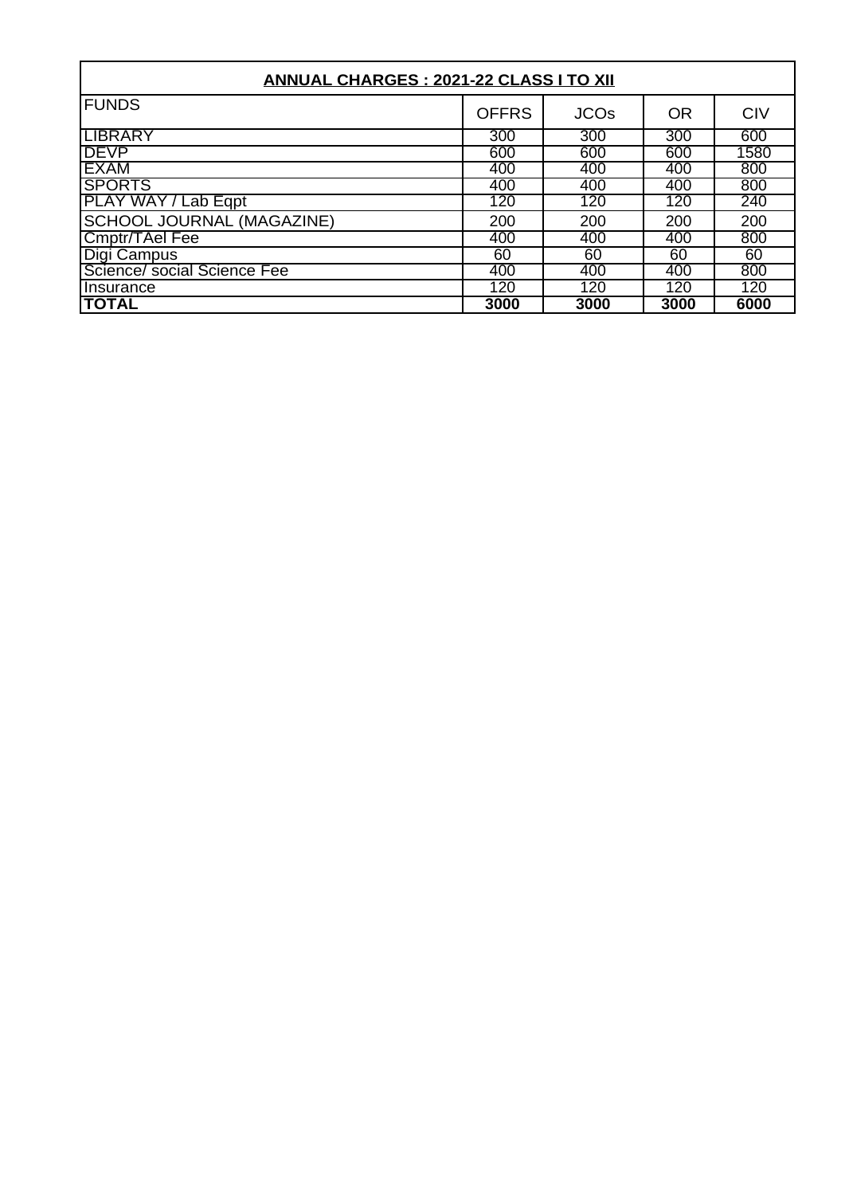| ANNUAL CHARGES : 2021-22 CLASS I TO XII | | | | |
|---|---|---|---|---|
| FUNDS | OFFRS | JCOs | OR | CIV |
| LIBRARY | 300 | 300 | 300 | 600 |
| DEVP | 600 | 600 | 600 | 1580 |
| EXAM | 400 | 400 | 400 | 800 |
| SPORTS | 400 | 400 | 400 | 800 |
| PLAY WAY / Lab Eqpt | 120 | 120 | 120 | 240 |
| SCHOOL JOURNAL (MAGAZINE) | 200 | 200 | 200 | 200 |
| Cmptr/TAel Fee | 400 | 400 | 400 | 800 |
| Digi Campus | 60 | 60 | 60 | 60 |
| Science/ social Science Fee | 400 | 400 | 400 | 800 |
| Insurance | 120 | 120 | 120 | 120 |
| **TOTAL** | **3000** | **3000** | **3000** | **6000** |